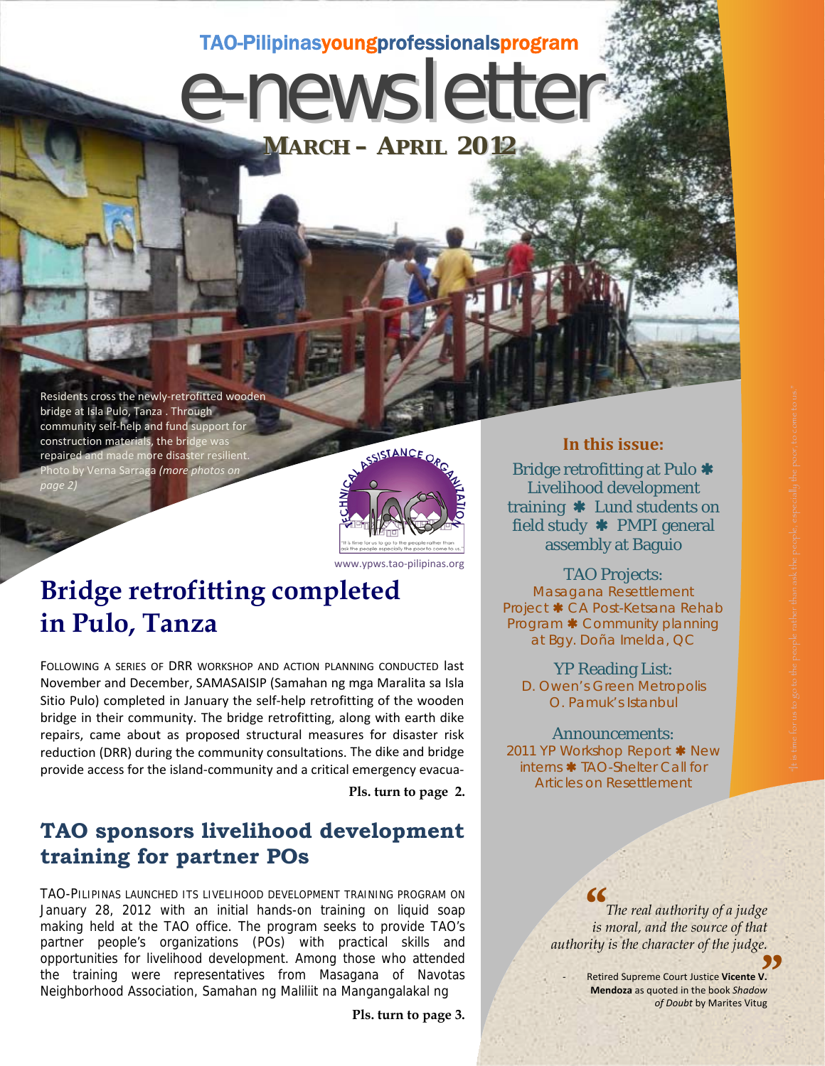TAO-Pilipinas**young**professionals**program**

# e-newsletter

**MARCH – APRIL 2012**

Residents cross the newly-retrofitted wooden bridge at Isla Pulo, Tanza . Through community self-help and fund support for construction materials, the bridge was repaired and made more disaster resilient. Photo by Verna Sarraga *(more photos on page 2)*

TECHNICAL ASSISTANCE ORGANIZATION

"It is time for us to go to the people rather than ask the people especially the poor to come to us."

www.ypws.tao-pilipinas.org

## Bridge retrofitting completed in Pulo, Tanza

FOLLOWING A SERIES OF DRR WORKSHOP AND ACTION PLANNING CONDUCTED last November and December, SAMASAISIP (Samahan ng mga Maralita sa Isla Sitio Pulo) completed in January the self-help retrofitting of the wooden bridge in their community. The bridge retrofitting, along with earth dike repairs, came about as proposed structural measures for disaster risk reduction (DRR) during the community consultations. The dike and bridge provide access for the island-community and a critical emergency evacua-

**Pls. turn to page 2.**

## TAO sponsors livelihood development training for partner POs

TAO-PILIPINAS LAUNCHED ITS LIVELIHOOD DEVELOPMENT TRAINING PROGRAM ON January 28, 2012 with an initial hands-on training on liquid soap making held at the TAO office. The program seeks to provide TAO's partner people's organizations (POs) with practical skills and opportunities for livelihood development. Among those who attended the training were representatives from Masagana of Navotas Neighborhood Association, Samahan ng Maliliit na Mangangalakal ng

**Pls. turn to page 3.**

### In this issue:

Bridge retrofitting at Pulo ✱ Livelihood development training ✱ Lund students on field study ✱ PMPI general assembly at Baguio

TAO Projects:
Masagana Resettlement Project ✱ CA Post-Ketsana Rehab Program ✱ Community planning at Bgy. Doña Imelda, QC

YP Reading List:
D. Owen's Green Metropolis
O. Pamuk's Istanbul

Announcements:
2011 YP Workshop Report ✱ New interns ✱ TAO-Shelter Call for Articles on Resettlement

"*The real authority of a judge is moral, and the source of that authority is the character of the judge.*"

- Retired Supreme Court Justice **Vicente V. Mendoza** as quoted in the book *Shadow of Doubt* by Marites Vitug

"It is time for us to go to the people rather than ask the people, especially the poor, to come to us."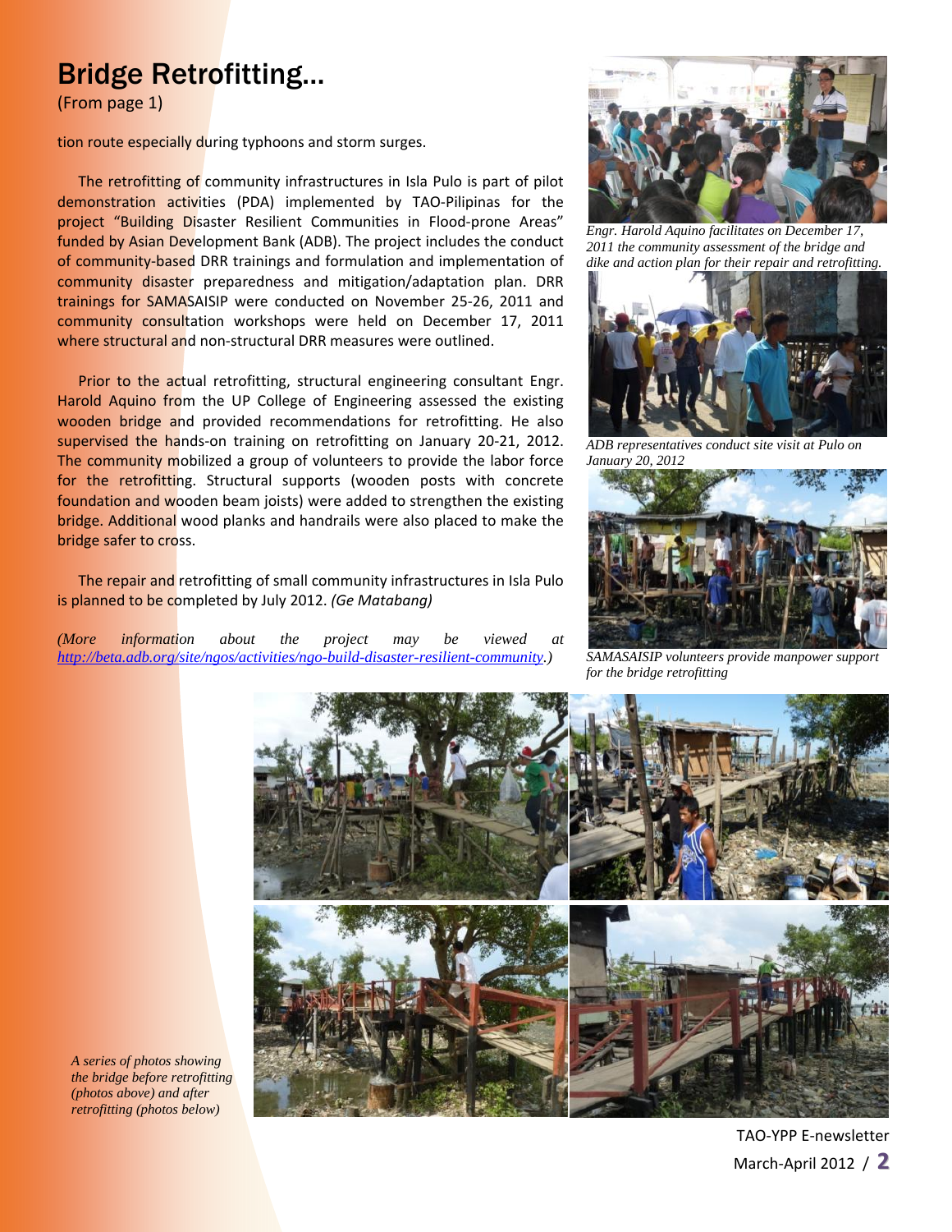# Bridge Retrofitting...

(From page 1)

tion route especially during typhoons and storm surges.

The retrofitting of community infrastructures in Isla Pulo is part of pilot demonstration activities (PDA) implemented by TAO-Pilipinas for the project "Building Disaster Resilient Communities in Flood-prone Areas" funded by Asian Development Bank (ADB). The project includes the conduct of community-based DRR trainings and formulation and implementation of community disaster preparedness and mitigation/adaptation plan. DRR trainings for SAMASAISIP were conducted on November 25-26, 2011 and community consultation workshops were held on December 17, 2011 where structural and non-structural DRR measures were outlined.

Prior to the actual retrofitting, structural engineering consultant Engr. Harold Aquino from the UP College of Engineering assessed the existing wooden bridge and provided recommendations for retrofitting. He also supervised the hands-on training on retrofitting on January 20-21, 2012. The community mobilized a group of volunteers to provide the labor force for the retrofitting. Structural supports (wooden posts with concrete foundation and wooden beam joists) were added to strengthen the existing bridge. Additional wood planks and handrails were also placed to make the bridge safer to cross.

The repair and retrofitting of small community infrastructures in Isla Pulo is planned to be completed by July 2012. *(Ge Matabang)*

*(More information about the project may be viewed at http://beta.adb.org/site/ngos/activities/ngo-build-disaster-resilient-community.)*

*Engr. Harold Aquino facilitates on December 17, 2011 the community assessment of the bridge and dike and action plan for their repair and retrofitting.*

*ADB representatives conduct site visit at Pulo on January 20, 2012*

*SAMASAISIP volunteers provide manpower support for the bridge retrofitting*

*A series of photos showing the bridge before retrofitting (photos above) and after retrofitting (photos below)*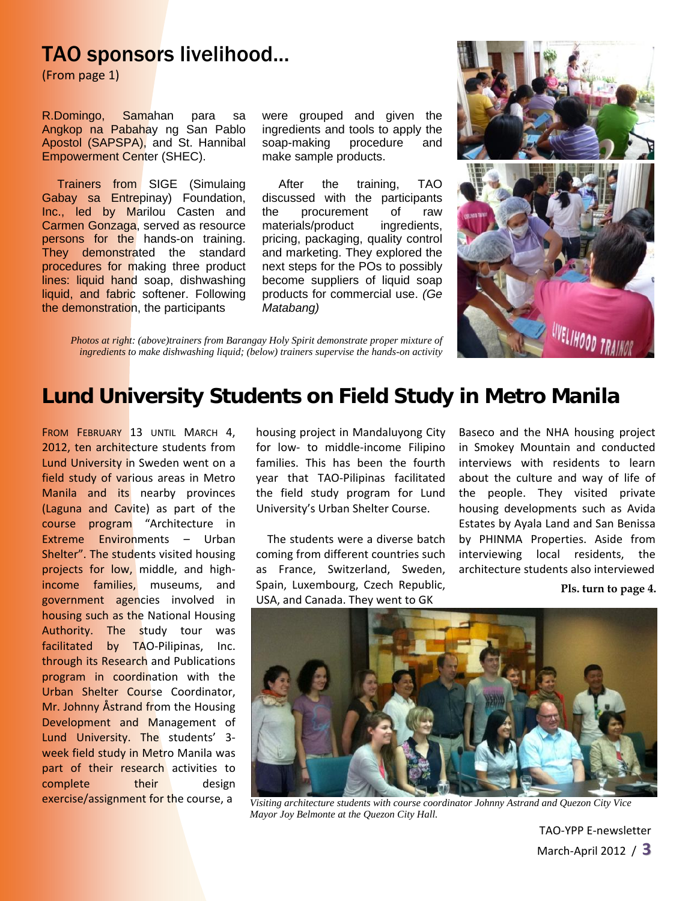## TAO sponsors livelihood...

(From page 1)

R.Domingo, Samahan para sa Angkop na Pabahay ng San Pablo Apostol (SAPSPA), and St. Hannibal Empowerment Center (SHEC).

Trainers from SIGE (Simulaing Gabay sa Entrepinay) Foundation, Inc., led by Marilou Casten and Carmen Gonzaga, served as resource persons for the hands-on training. They demonstrated the standard procedures for making three product lines: liquid hand soap, dishwashing liquid, and fabric softener. Following the demonstration, the participants were grouped and given the ingredients and tools to apply the soap-making procedure and make sample products.

After the training, TAO discussed with the participants the procurement of raw materials/product ingredients, pricing, packaging, quality control and marketing. They explored the next steps for the POs to possibly become suppliers of liquid soap products for commercial use. *(Ge Matabang)*

*Photos at right: (above)trainers from Barangay Holy Spirit demonstrate proper mixture of ingredients to make dishwashing liquid; (below) trainers supervise the hands-on activity*

# Lund University Students on Field Study in Metro Manila

FROM FEBRUARY 13 UNTIL MARCH 4, 2012, ten architecture students from Lund University in Sweden went on a field study of various areas in Metro Manila and its nearby provinces (Laguna and Cavite) as part of the course program "Architecture in Extreme Environments – Urban Shelter". The students visited housing projects for low, middle, and high-income families, museums, and government agencies involved in housing such as the National Housing Authority. The study tour was facilitated by TAO-Pilipinas, Inc. through its Research and Publications program in coordination with the Urban Shelter Course Coordinator, Mr. Johnny Åstrand from the Housing Development and Management of Lund University. The students' 3-week field study in Metro Manila was part of their research activities to complete their design exercise/assignment for the course, a housing project in Mandaluyong City for low- to middle-income Filipino families. This has been the fourth year that TAO-Pilipinas facilitated the field study program for Lund University's Urban Shelter Course.

The students were a diverse batch coming from different countries such as France, Switzerland, Sweden, Spain, Luxembourg, Czech Republic, USA, and Canada. They went to GK Baseco and the NHA housing project in Smokey Mountain and conducted interviews with residents to learn about the culture and way of life of the people. They visited private housing developments such as Avida Estates by Ayala Land and San Benissa by PHINMA Properties. Aside from interviewing local residents, the architecture students also interviewed

**Pls. turn to page 4.**

*Visiting architecture students with course coordinator Johnny Astrand and Quezon City Vice Mayor Joy Belmonte at the Quezon City Hall.*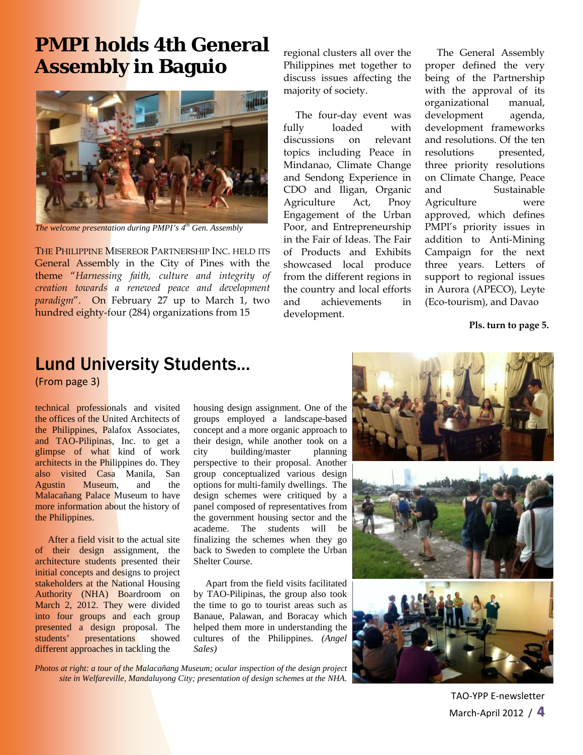# PMPI holds 4th General Assembly in Baguio

*The welcome presentation during PMPI's 4th Gen. Assembly*

THE PHILIPPINE MISEREOR PARTNERSHIP INC. HELD ITS General Assembly in the City of Pines with the theme "*Harnessing faith, culture and integrity of creation towards a renewed peace and development paradigm*". On February 27 up to March 1, two hundred eighty-four (284) organizations from 15 regional clusters all over the Philippines met together to discuss issues affecting the majority of society.

The four-day event was fully loaded with discussions on relevant topics including Peace in Mindanao, Climate Change and Sendong Experience in CDO and Iligan, Organic Agriculture Act, Pnoy Engagement of the Urban Poor, and Entrepreneurship in the Fair of Ideas. The Fair of Products and Exhibits showcased local produce from the different regions in the country and local efforts and achievements in development.

The General Assembly proper defined the very being of the Partnership with the approval of its organizational manual, development agenda, development frameworks and resolutions. Of the ten resolutions presented, three priority resolutions on Climate Change, Peace and Sustainable Agriculture were approved, which defines PMPI's priority issues in addition to Anti-Mining Campaign for the next three years. Letters of support to regional issues in Aurora (APECO), Leyte (Eco-tourism), and Davao

**Pls. turn to page 5.**

## Lund University Students...

(From page 3)

technical professionals and visited the offices of the United Architects of the Philippines, Palafox Associates, and TAO-Pilipinas, Inc. to get a glimpse of what kind of work architects in the Philippines do. They also visited Casa Manila, San Agustin Museum, and the Malacañang Palace Museum to have more information about the history of the Philippines.

After a field visit to the actual site of their design assignment, the architecture students presented their initial concepts and designs to project stakeholders at the National Housing Authority (NHA) Boardroom on March 2, 2012. They were divided into four groups and each group presented a design proposal. The students' presentations showed different approaches in tackling the housing design assignment. One of the groups employed a landscape-based concept and a more organic approach to their design, while another took on a city building/master planning perspective to their proposal. Another group conceptualized various design options for multi-family dwellings. The design schemes were critiqued by a panel composed of representatives from the government housing sector and the academe. The students will be finalizing the schemes when they go back to Sweden to complete the Urban Shelter Course.

Apart from the field visits facilitated by TAO-Pilipinas, the group also took the time to go to tourist areas such as Banaue, Palawan, and Boracay which helped them more in understanding the cultures of the Philippines. *(Angel Sales)*

*Photos at right: a tour of the Malacañang Museum; ocular inspection of the design project site in Welfareville, Mandaluyong City; presentation of design schemes at the NHA.*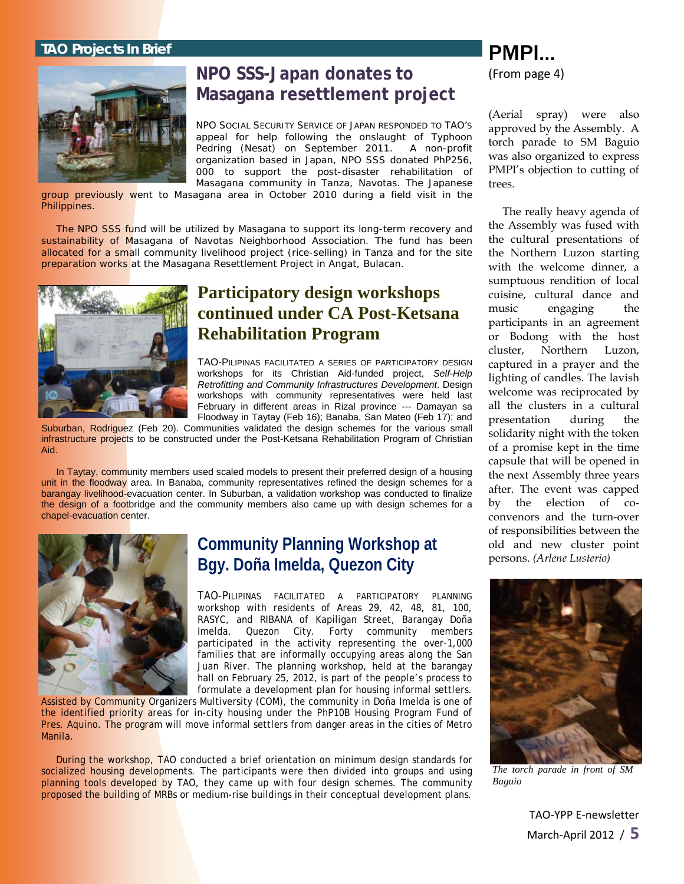## TAO Projects In Brief

## NPO SSS-Japan donates to Masagana resettlement project

NPO SOCIAL SECURITY SERVICE OF JAPAN RESPONDED TO TAO'S appeal for help following the onslaught of Typhoon Pedring (Nesat) on September 2011. A non-profit organization based in Japan, NPO SSS donated PhP256, 000 to support the post-disaster rehabilitation of Masagana community in Tanza, Navotas. The Japanese group previously went to Masagana area in October 2010 during a field visit in the Philippines.

The NPO SSS fund will be utilized by Masagana to support its long-term recovery and sustainability of Masagana of Navotas Neighborhood Association. The fund has been allocated for a small community livelihood project (rice-selling) in Tanza and for the site preparation works at the Masagana Resettlement Project in Angat, Bulacan.

## Participatory design workshops continued under CA Post-Ketsana Rehabilitation Program

TAO-PILIPINAS FACILITATED A SERIES OF PARTICIPATORY DESIGN workshops for its Christian Aid-funded project, *Self-Help Retrofitting and Community Infrastructures Development*. Design workshops with community representatives were held last February in different areas in Rizal province --- Damayan sa Floodway in Taytay (Feb 16); Banaba, San Mateo (Feb 17); and Suburban, Rodriguez (Feb 20). Communities validated the design schemes for the various small infrastructure projects to be constructed under the Post-Ketsana Rehabilitation Program of Christian Aid.

In Taytay, community members used scaled models to present their preferred design of a housing unit in the floodway area. In Banaba, community representatives refined the design schemes for a barangay livelihood-evacuation center. In Suburban, a validation workshop was conducted to finalize the design of a footbridge and the community members also came up with design schemes for a chapel-evacuation center.

## Community Planning Workshop at Bgy. Doña Imelda, Quezon City

TAO-PILIPINAS FACILITATED A PARTICIPATORY PLANNING workshop with residents of Areas 29, 42, 48, 81, 100, RASYC, and RIBANA of Kapiligan Street, Barangay Doña Imelda, Quezon City. Forty community members participated in the activity representing the over-1,000 families that are informally occupying areas along the San Juan River. The planning workshop, held at the barangay hall on February 25, 2012, is part of the people's process to formulate a development plan for housing informal settlers. Assisted by Community Organizers Multiversity (COM), the community in Doña Imelda is one of the identified priority areas for in-city housing under the PhP10B Housing Program Fund of Pres. Aquino. The program will move informal settlers from danger areas in the cities of Metro Manila.

During the workshop, TAO conducted a brief orientation on minimum design standards for socialized housing developments. The participants were then divided into groups and using planning tools developed by TAO, they came up with four design schemes. The community proposed the building of MRBs or medium-rise buildings in their conceptual development plans.

## PMPI...

(From page 4)

(Aerial spray) were also approved by the Assembly. A torch parade to SM Baguio was also organized to express PMPI's objection to cutting of trees.

The really heavy agenda of the Assembly was fused with the cultural presentations of the Northern Luzon starting with the welcome dinner, a sumptuous rendition of local cuisine, cultural dance and music engaging the participants in an agreement or Bodong with the host cluster, Northern Luzon, captured in a prayer and the lighting of candles. The lavish welcome was reciprocated by all the clusters in a cultural presentation during the solidarity night with the token of a promise kept in the time capsule that will be opened in the next Assembly three years after. The event was capped by the election of co-convenors and the turn-over of responsibilities between the old and new cluster point persons. *(Arlene Lusterio)*

*The torch parade in front of SM Baguio*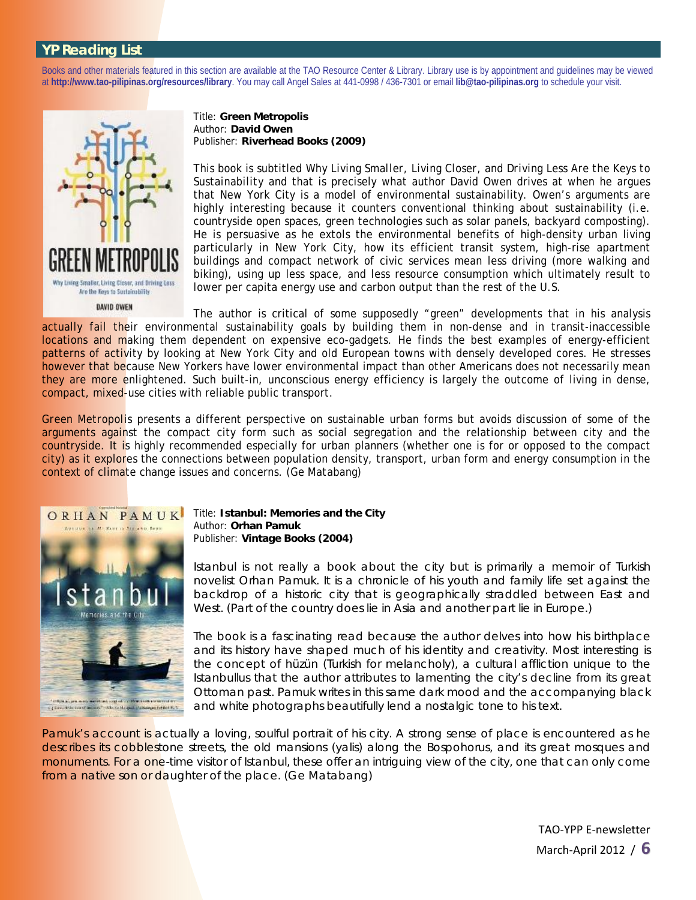## YP Reading List

Books and other materials featured in this section are available at the TAO Resource Center & Library. Library use is by appointment and guidelines may be viewed at **http://www.tao-pilipinas.org/resources/library**. You may call Angel Sales at 441-0998 / 436-7301 or email **lib@tao-pilipinas.org** to schedule your visit.

Title: **Green Metropolis**
Author: **David Owen**
Publisher: **Riverhead Books (2009)**

This book is subtitled *Why Living Smaller, Living Closer, and Driving Less Are the Keys to Sustainability* and that is precisely what author David Owen drives at when he argues that New York City is a model of environmental sustainability. Owen's arguments are highly interesting because it counters conventional thinking about sustainability (i.e. countryside open spaces, green technologies such as solar panels, backyard composting). He is persuasive as he extols the environmental benefits of high-density urban living particularly in New York City, how its efficient transit system, high-rise apartment buildings and compact network of civic services mean less driving (more walking and biking), using up less space, and less resource consumption which ultimately result to lower per capita energy use and carbon output than the rest of the U.S.

The author is critical of some supposedly "green" developments that in his analysis actually fail their environmental sustainability goals by building them in non-dense and in transit-inaccessible locations and making them dependent on expensive eco-gadgets. He finds the best examples of energy-efficient patterns of activity by looking at New York City and old European towns with densely developed cores. He stresses however that because New Yorkers have lower environmental impact than other Americans does not necessarily mean they are more enlightened. Such built-in, unconscious energy efficiency is largely the outcome of living in dense, compact, mixed-use cities with reliable public transport.

Green Metropolis presents a different perspective on sustainable urban forms but avoids discussion of some of the arguments against the compact city form such as social segregation and the relationship between city and the countryside. It is highly recommended especially for urban planners (whether one is for or opposed to the compact city) as it explores the connections between population density, transport, urban form and energy consumption in the context of climate change issues and concerns. (Ge Matabang)

Title: **Istanbul: Memories and the City**
Author: **Orhan Pamuk**
Publisher: **Vintage Books (2004)**

Istanbul is not really a book about the city but is primarily a memoir of Turkish novelist Orhan Pamuk. It is a chronicle of his youth and family life set against the backdrop of a historic city that is geographically straddled between East and West. (Part of the country does lie in Asia and another part lie in Europe.)

The book is a fascinating read because the author delves into how his birthplace and its history have shaped much of his identity and creativity. Most interesting is the concept of hüzün (Turkish for melancholy), a cultural affliction unique to the Istanbullus that the author attributes to lamenting the city's decline from its great Ottoman past. Pamuk writes in this same dark mood and the accompanying black and white photographs beautifully lend a nostalgic tone to his text.

Pamuk's account is actually a loving, soulful portrait of his city. A strong sense of place is encountered as he describes its cobblestone streets, the old mansions (yalis) along the Bospohorus, and its great mosques and monuments. For a one-time visitor of Istanbul, these offer an intriguing view of the city, one that can only come from a native son or daughter of the place. (Ge Matabang)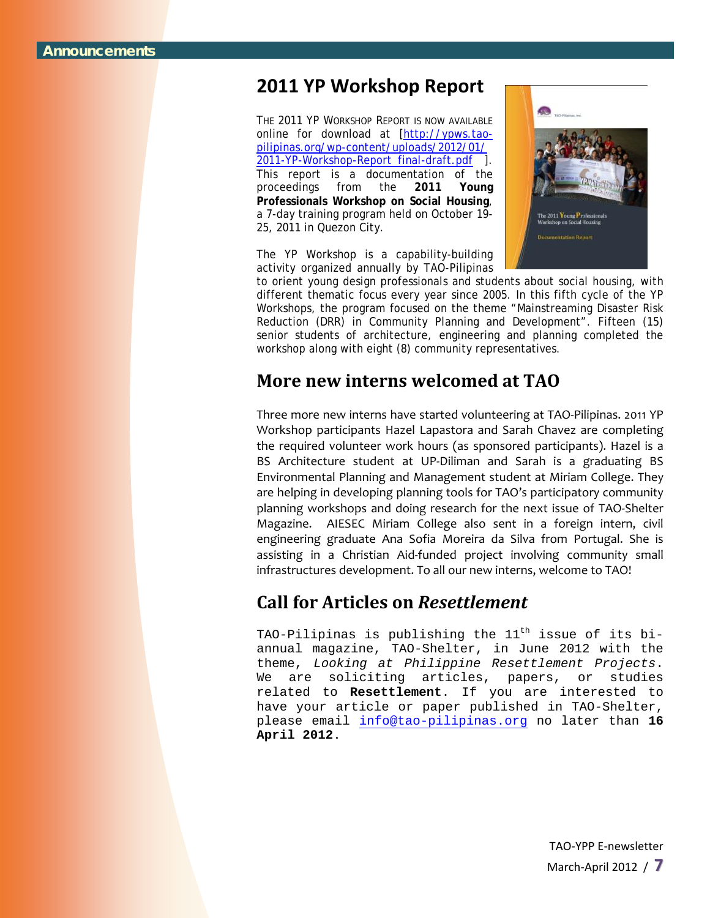Announcements

## 2011 YP Workshop Report

THE 2011 YP WORKSHOP REPORT IS NOW AVAILABLE online for download at [http://ypws.tao-pilipinas.org/wp-content/uploads/2012/01/2011-YP-Workshop-Report_final-draft.pdf ]. This report is a documentation of the proceedings from the **2011 Young Professionals Workshop on Social Housing**, a 7-day training program held on October 19-25, 2011 in Quezon City.

The YP Workshop is a capability-building activity organized annually by TAO-Pilipinas to orient young design professionals and students about social housing, with different thematic focus every year since 2005. In this fifth cycle of the YP Workshops, the program focused on the theme "Mainstreaming Disaster Risk Reduction (DRR) in Community Planning and Development". Fifteen (15) senior students of architecture, engineering and planning completed the workshop along with eight (8) community representatives.

## More new interns welcomed at TAO

Three more new interns have started volunteering at TAO-Pilipinas. 2011 YP Workshop participants Hazel Lapastora and Sarah Chavez are completing the required volunteer work hours (as sponsored participants). Hazel is a BS Architecture student at UP-Diliman and Sarah is a graduating BS Environmental Planning and Management student at Miriam College. They are helping in developing planning tools for TAO's participatory community planning workshops and doing research for the next issue of TAO-Shelter Magazine. AIESEC Miriam College also sent in a foreign intern, civil engineering graduate Ana Sofia Moreira da Silva from Portugal. She is assisting in a Christian Aid-funded project involving community small infrastructures development. To all our new interns, welcome to TAO!

## Call for Articles on *Resettlement*

TAO-Pilipinas is publishing the 11th issue of its bi-annual magazine, TAO-Shelter, in June 2012 with the theme, *Looking at Philippine Resettlement Projects*. We are soliciting articles, papers, or studies related to **Resettlement**. If you are interested to have your article or paper published in TAO-Shelter, please email info@tao-pilipinas.org no later than **16 April 2012**.